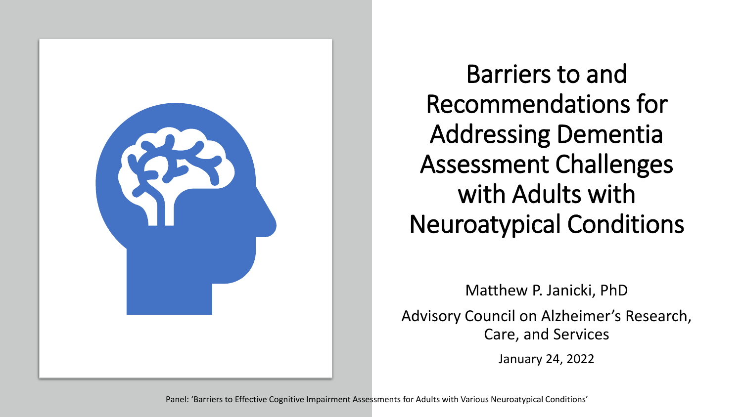# Barriers to and Recommendations for Addressing Dementia Assessment Challenges with Adults with Neuroatypical Conditions

Matthew P. Janicki, PhD

Advisory Council on Alzheimer's Research, Care, and Services

January 24, 2022

Panel: 'Barriers to Effective Cognitive Impairment Assessments for Adults with Various Neuroatypical Conditions'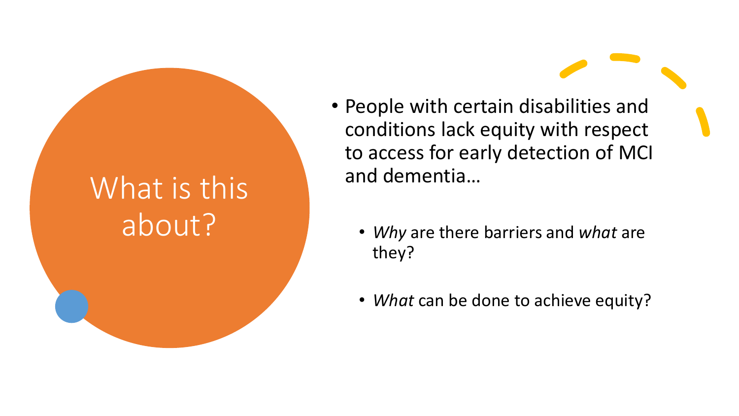# What is this about?

- People with certain disabilities and conditions lack equity with respect to access for early detection of MCI and dementia…
  - *Why* are there barriers and *what* are they?
  - *What* can be done to achieve equity?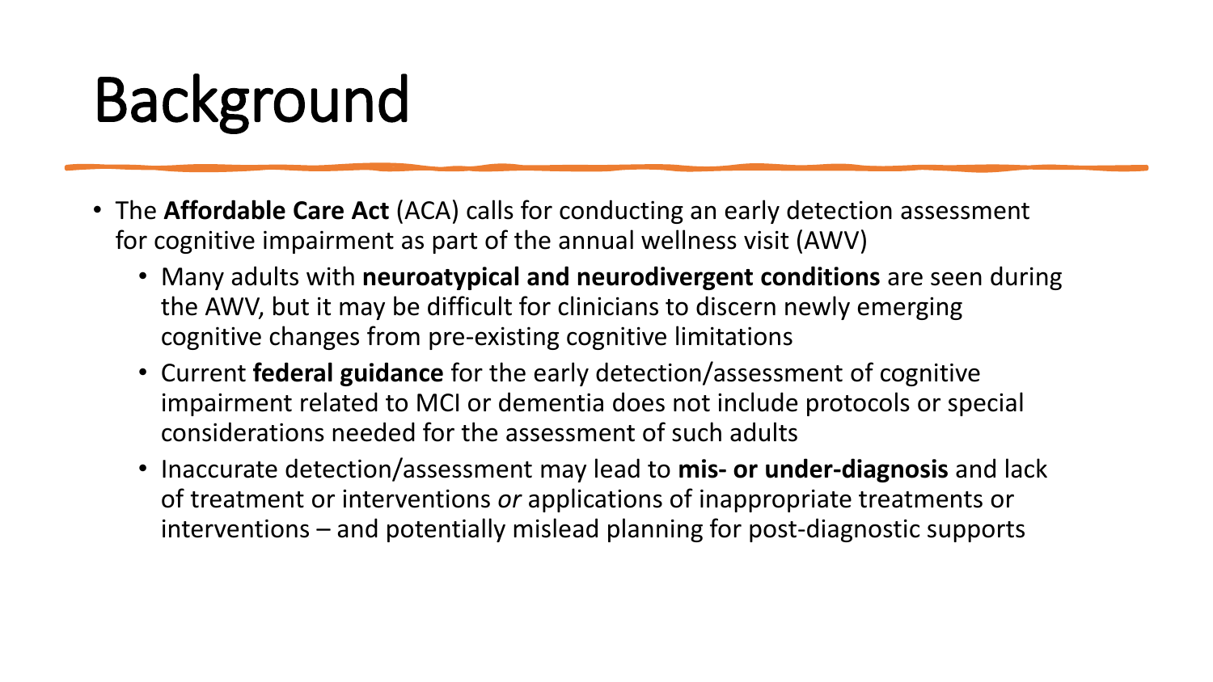# Background

- The **Affordable Care Act** (ACA) calls for conducting an early detection assessment for cognitive impairment as part of the annual wellness visit (AWV)
  - Many adults with **neuroatypical and neurodivergent conditions** are seen during the AWV, but it may be difficult for clinicians to discern newly emerging cognitive changes from pre-existing cognitive limitations
  - Current **federal guidance** for the early detection/assessment of cognitive impairment related to MCI or dementia does not include protocols or special considerations needed for the assessment of such adults
  - Inaccurate detection/assessment may lead to **mis- or under-diagnosis** and lack of treatment or interventions *or* applications of inappropriate treatments or interventions – and potentially mislead planning for post-diagnostic supports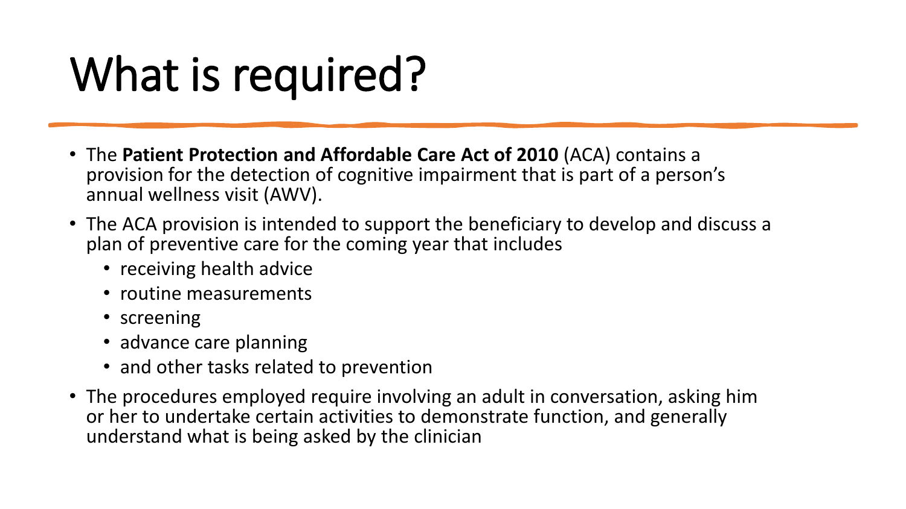# What is required?

- The **Patient Protection and Affordable Care Act of 2010** (ACA) contains a provision for the detection of cognitive impairment that is part of a person's annual wellness visit (AWV).
- The ACA provision is intended to support the beneficiary to develop and discuss a plan of preventive care for the coming year that includes
  - receiving health advice
  - routine measurements
  - screening
  - advance care planning
  - and other tasks related to prevention
- The procedures employed require involving an adult in conversation, asking him or her to undertake certain activities to demonstrate function, and generally understand what is being asked by the clinician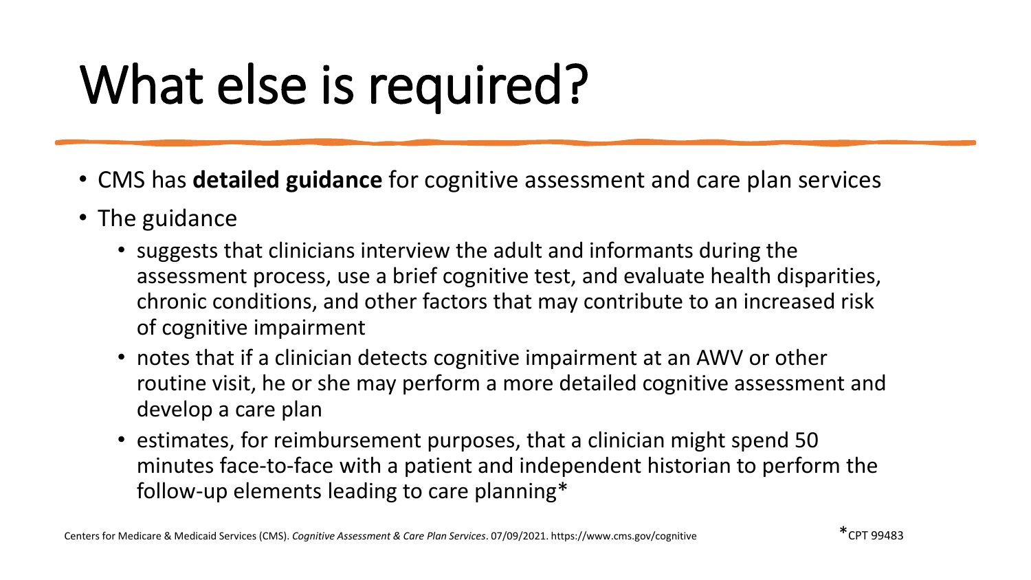# What else is required?

- CMS has **detailed guidance** for cognitive assessment and care plan services
- The guidance
  - suggests that clinicians interview the adult and informants during the assessment process, use a brief cognitive test, and evaluate health disparities, chronic conditions, and other factors that may contribute to an increased risk of cognitive impairment
  - notes that if a clinician detects cognitive impairment at an AWV or other routine visit, he or she may perform a more detailed cognitive assessment and develop a care plan
  - estimates, for reimbursement purposes, that a clinician might spend 50 minutes face-to-face with a patient and independent historian to perform the follow-up elements leading to care planning*

Centers for Medicare & Medicaid Services (CMS). *Cognitive Assessment & Care Plan Services*. 07/09/2021. https://www.cms.gov/cognitive

*CPT 99483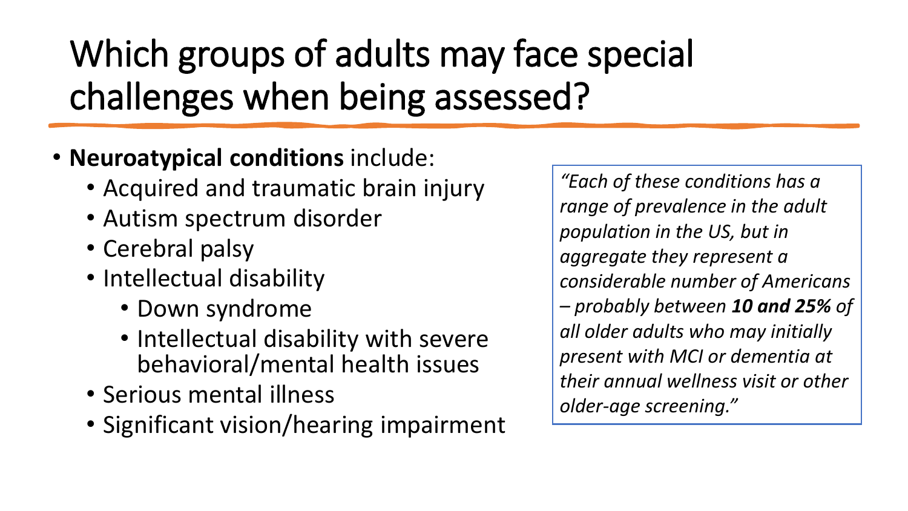# Which groups of adults may face special challenges when being assessed?

- **Neuroatypical conditions** include:
  - Acquired and traumatic brain injury
  - Autism spectrum disorder
  - Cerebral palsy
  - Intellectual disability
    - Down syndrome
    - Intellectual disability with severe behavioral/mental health issues
  - Serious mental illness
  - Significant vision/hearing impairment

*"Each of these conditions has a range of prevalence in the adult population in the US, but in aggregate they represent a considerable number of Americans – probably between **10 and 25%** of all older adults who may initially present with MCI or dementia at their annual wellness visit or other older-age screening."*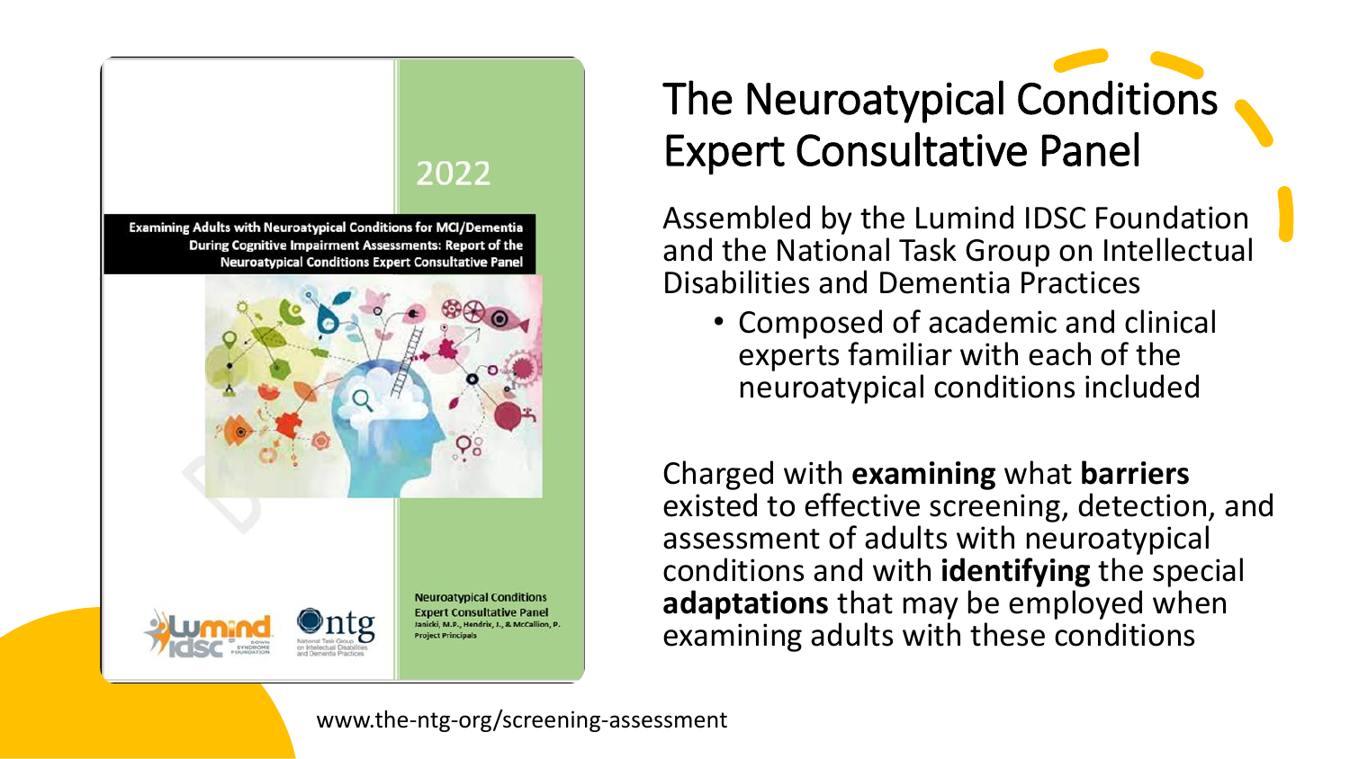# The Neuroatypical Conditions Expert Consultative Panel

2022

**Examining Adults with Neuroatypical Conditions for MCI/Dementia During Cognitive Impairment Assessments: Report of the Neuroatypical Conditions Expert Consultative Panel**

Neuroatypical Conditions Expert Consultative Panel
Janicki, M.P., Hendrix, J., & McCallion, P.
Project Principals

Assembled by the Lumind IDSC Foundation and the National Task Group on Intellectual Disabilities and Dementia Practices

- Composed of academic and clinical experts familiar with each of the neuroatypical conditions included

Charged with **examining** what **barriers** existed to effective screening, detection, and assessment of adults with neuroatypical conditions and with **identifying** the special **adaptations** that may be employed when examining adults with these conditions

www.the-ntg-org/screening-assessment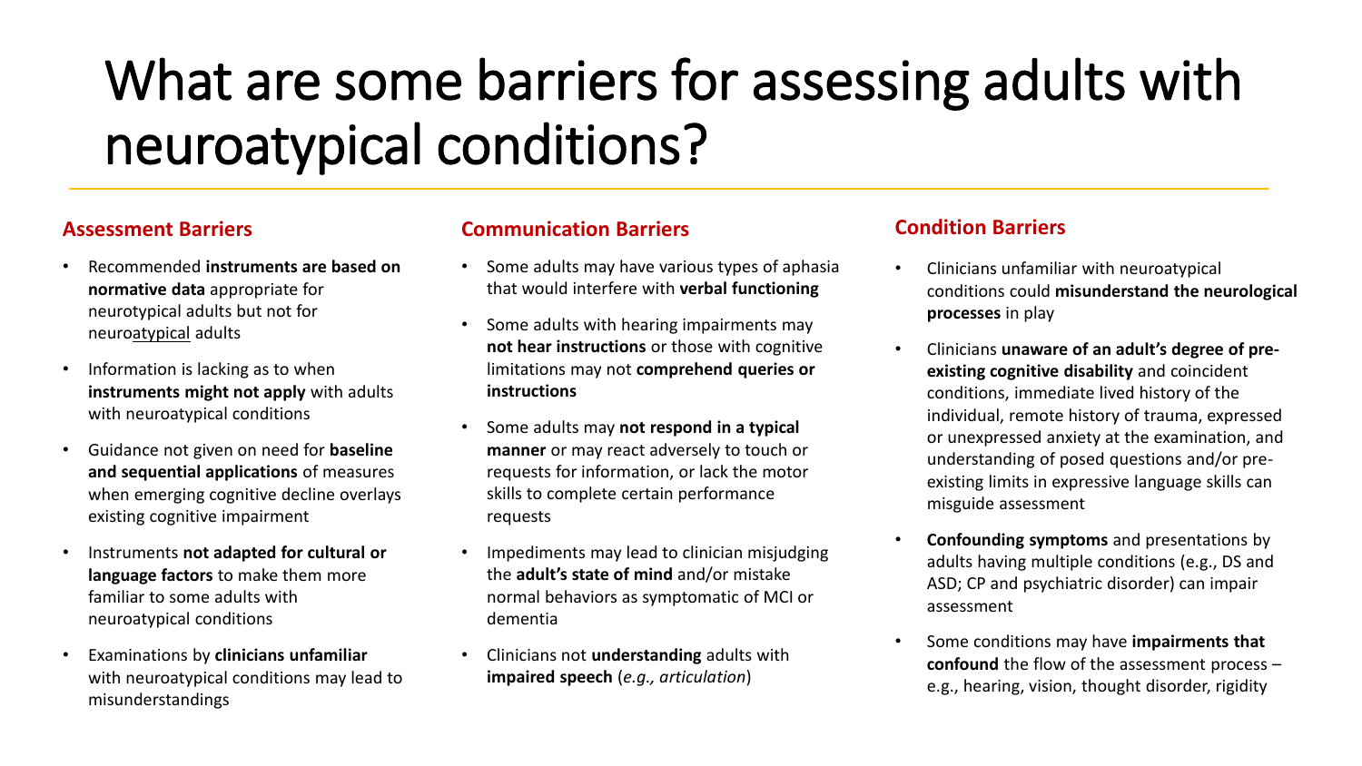# What are some barriers for assessing adults with neuroatypical conditions?

## Assessment Barriers

- Recommended **instruments are based on normative data** appropriate for neurotypical adults but not for neuro<u>atypical</u> adults
- Information is lacking as to when **instruments might not apply** with adults with neuroatypical conditions
- Guidance not given on need for **baseline and sequential applications** of measures when emerging cognitive decline overlays existing cognitive impairment
- Instruments **not adapted for cultural or language factors** to make them more familiar to some adults with neuroatypical conditions
- Examinations by **clinicians unfamiliar** with neuroatypical conditions may lead to misunderstandings

## Communication Barriers

- Some adults may have various types of aphasia that would interfere with **verbal functioning**
- Some adults with hearing impairments may **not hear instructions** or those with cognitive limitations may not **comprehend queries or instructions**
- Some adults may **not respond in a typical manner** or may react adversely to touch or requests for information, or lack the motor skills to complete certain performance requests
- Impediments may lead to clinician misjudging the **adult's state of mind** and/or mistake normal behaviors as symptomatic of MCI or dementia
- Clinicians not **understanding** adults with **impaired speech** (*e.g., articulation*)

## Condition Barriers

- Clinicians unfamiliar with neuroatypical conditions could **misunderstand the neurological processes** in play
- Clinicians **unaware of an adult's degree of pre-existing cognitive disability** and coincident conditions, immediate lived history of the individual, remote history of trauma, expressed or unexpressed anxiety at the examination, and understanding of posed questions and/or pre-existing limits in expressive language skills can misguide assessment
- **Confounding symptoms** and presentations by adults having multiple conditions (e.g., DS and ASD; CP and psychiatric disorder) can impair assessment
- Some conditions may have **impairments that confound** the flow of the assessment process – e.g., hearing, vision, thought disorder, rigidity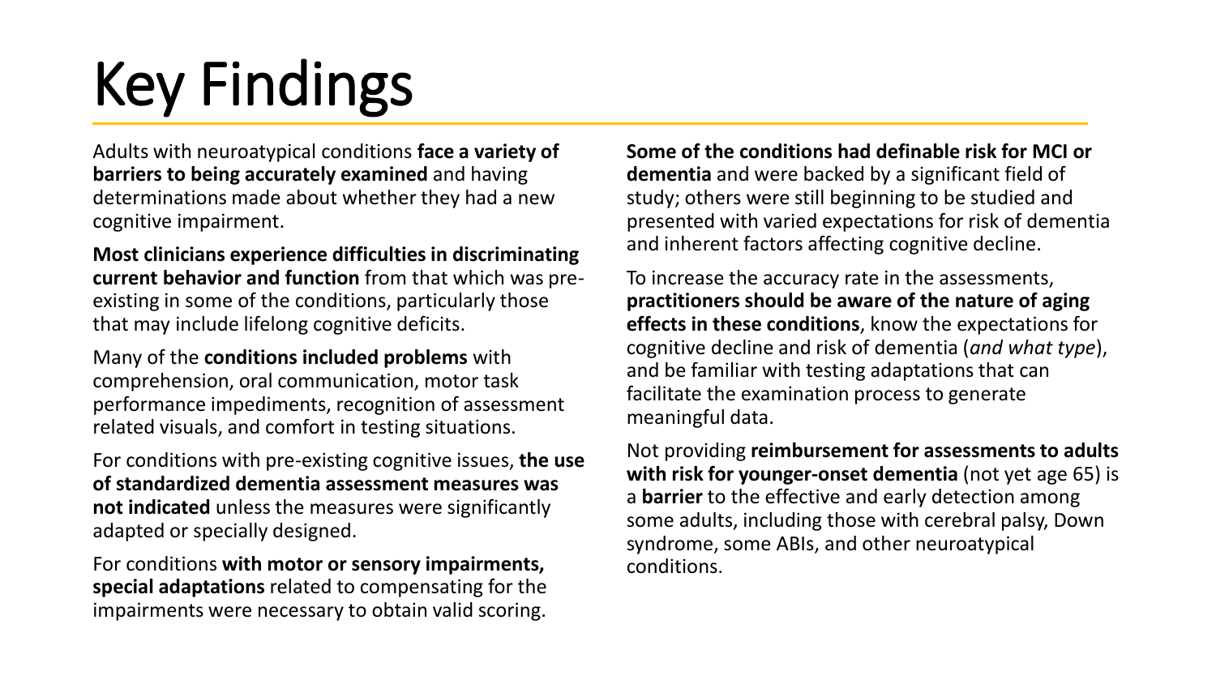# Key Findings

Adults with neuroatypical conditions **face a variety of barriers to being accurately examined** and having determinations made about whether they had a new cognitive impairment.

**Most clinicians experience difficulties in discriminating current behavior and function** from that which was pre-existing in some of the conditions, particularly those that may include lifelong cognitive deficits.

Many of the **conditions included problems** with comprehension, oral communication, motor task performance impediments, recognition of assessment related visuals, and comfort in testing situations.

For conditions with pre-existing cognitive issues, **the use of standardized dementia assessment measures was not indicated** unless the measures were significantly adapted or specially designed.

For conditions **with motor or sensory impairments, special adaptations** related to compensating for the impairments were necessary to obtain valid scoring.

**Some of the conditions had definable risk for MCI or dementia** and were backed by a significant field of study; others were still beginning to be studied and presented with varied expectations for risk of dementia and inherent factors affecting cognitive decline.

To increase the accuracy rate in the assessments, **practitioners should be aware of the nature of aging effects in these conditions**, know the expectations for cognitive decline and risk of dementia (*and what type*), and be familiar with testing adaptations that can facilitate the examination process to generate meaningful data.

Not providing **reimbursement for assessments to adults with risk for younger-onset dementia** (not yet age 65) is a **barrier** to the effective and early detection among some adults, including those with cerebral palsy, Down syndrome, some ABIs, and other neuroatypical conditions.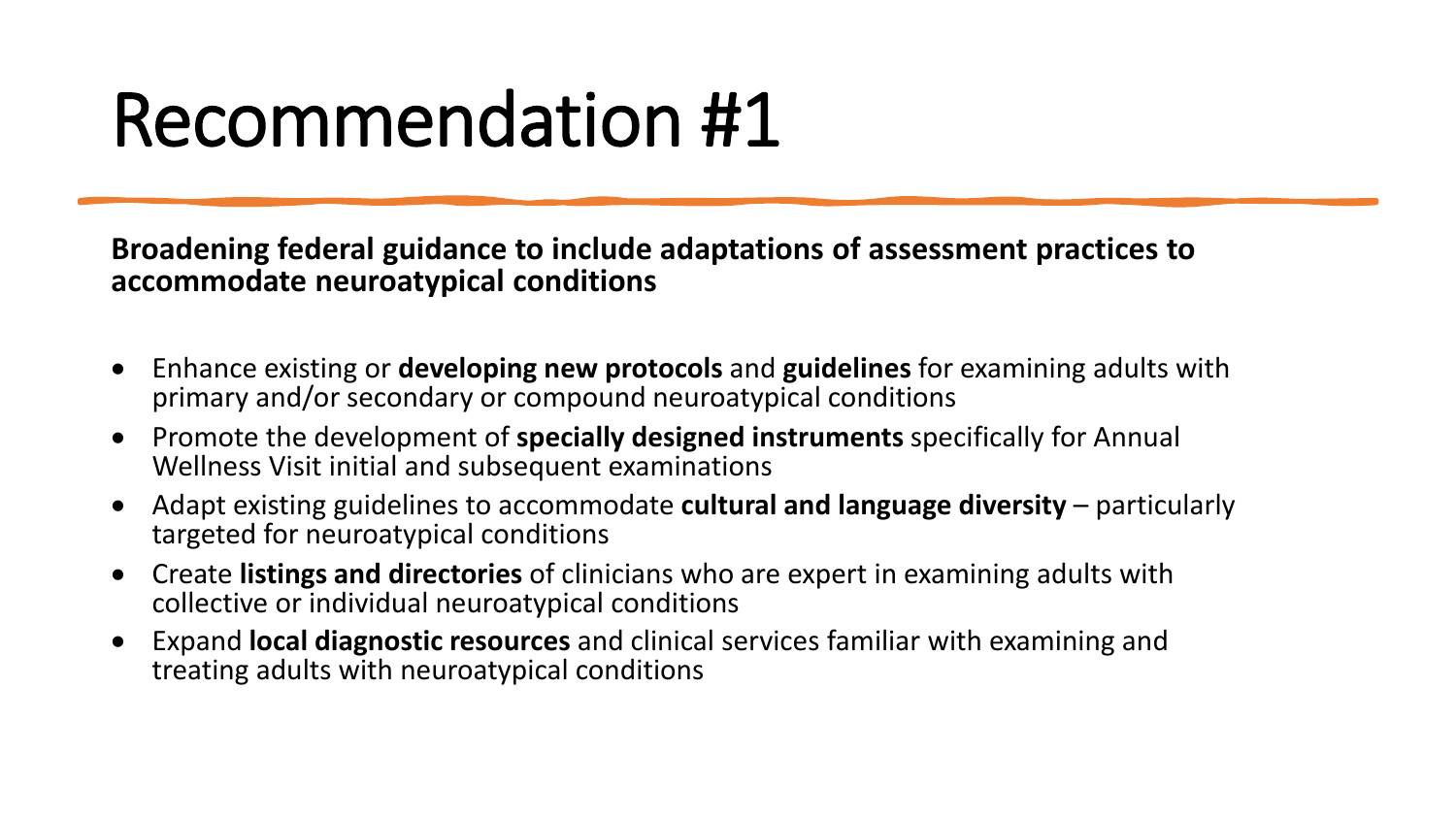# Recommendation #1

**Broadening federal guidance to include adaptations of assessment practices to accommodate neuroatypical conditions**

- Enhance existing or **developing new protocols** and **guidelines** for examining adults with primary and/or secondary or compound neuroatypical conditions
- Promote the development of **specially designed instruments** specifically for Annual Wellness Visit initial and subsequent examinations
- Adapt existing guidelines to accommodate **cultural and language diversity** – particularly targeted for neuroatypical conditions
- Create **listings and directories** of clinicians who are expert in examining adults with collective or individual neuroatypical conditions
- Expand **local diagnostic resources** and clinical services familiar with examining and treating adults with neuroatypical conditions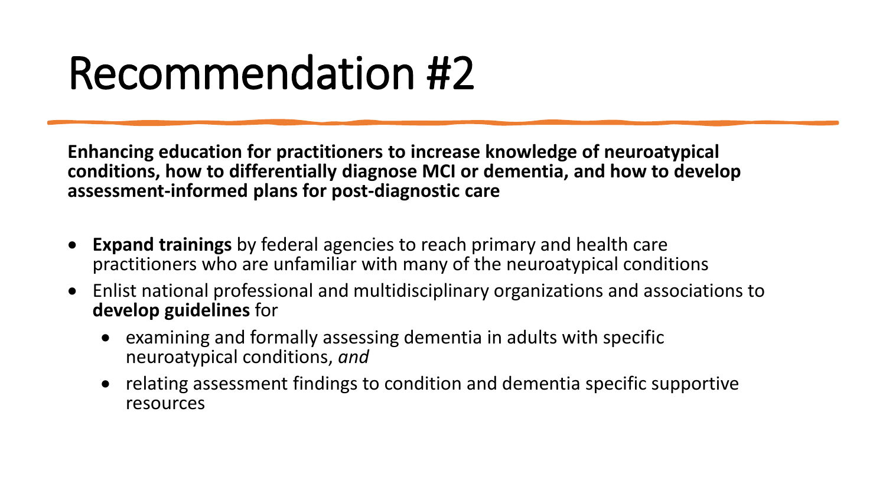# Recommendation #2

**Enhancing education for practitioners to increase knowledge of neuroatypical conditions, how to differentially diagnose MCI or dementia, and how to develop assessment-informed plans for post-diagnostic care**

- **Expand trainings** by federal agencies to reach primary and health care practitioners who are unfamiliar with many of the neuroatypical conditions
- Enlist national professional and multidisciplinary organizations and associations to **develop guidelines** for
  - examining and formally assessing dementia in adults with specific neuroatypical conditions, *and*
  - relating assessment findings to condition and dementia specific supportive resources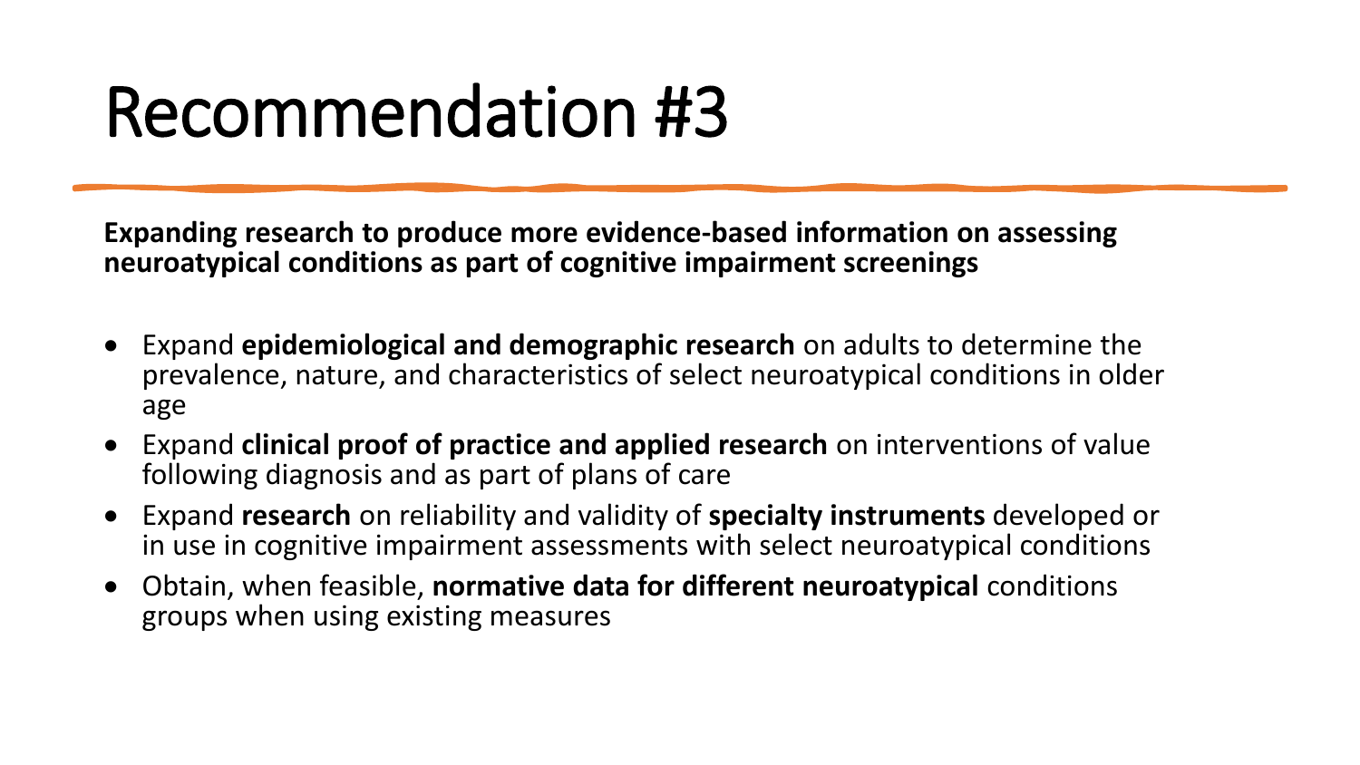# Recommendation #3

**Expanding research to produce more evidence-based information on assessing neuroatypical conditions as part of cognitive impairment screenings**

- Expand **epidemiological and demographic research** on adults to determine the prevalence, nature, and characteristics of select neuroatypical conditions in older age
- Expand **clinical proof of practice and applied research** on interventions of value following diagnosis and as part of plans of care
- Expand **research** on reliability and validity of **specialty instruments** developed or in use in cognitive impairment assessments with select neuroatypical conditions
- Obtain, when feasible, **normative data for different neuroatypical** conditions groups when using existing measures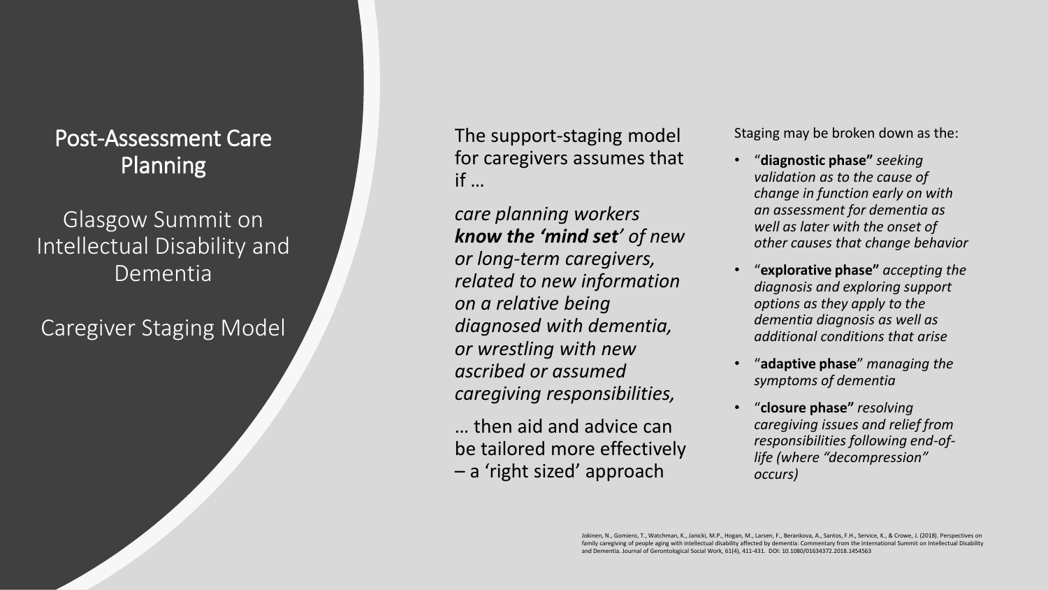# Post-Assessment Care Planning

## Glasgow Summit on Intellectual Disability and Dementia

## Caregiver Staging Model

The support-staging model for caregivers assumes that if …

*care planning workers **know the 'mind set'** of new or long-term caregivers, related to new information on a relative being diagnosed with dementia, or wrestling with new ascribed or assumed caregiving responsibilities,*

… then aid and advice can be tailored more effectively – a 'right sized' approach

Staging may be broken down as the:

- "**diagnostic phase"** *seeking validation as to the cause of change in function early on with an assessment for dementia as well as later with the onset of other causes that change behavior*
- "**explorative phase"** *accepting the diagnosis and exploring support options as they apply to the dementia diagnosis as well as additional conditions that arise*
- "**adaptive phase**" *managing the symptoms of dementia*
- "**closure phase"** *resolving caregiving issues and relief from responsibilities following end-of-life (where "decompression" occurs)*

Jokinen, N., Gomiero, T., Watchman, K., Janicki, M.P., Hogan, M., Larsen, F., Berankova, A., Santos, F.H., Service, K., & Crowe, J. (2018). Perspectives on family caregiving of people aging with intellectual disability affected by dementia: Commentary from the International Summit on Intellectual Disability and Dementia. Journal of Gerontological Social Work, 61(4), 411-431. DOI: 10.1080/01634372.2018.1454563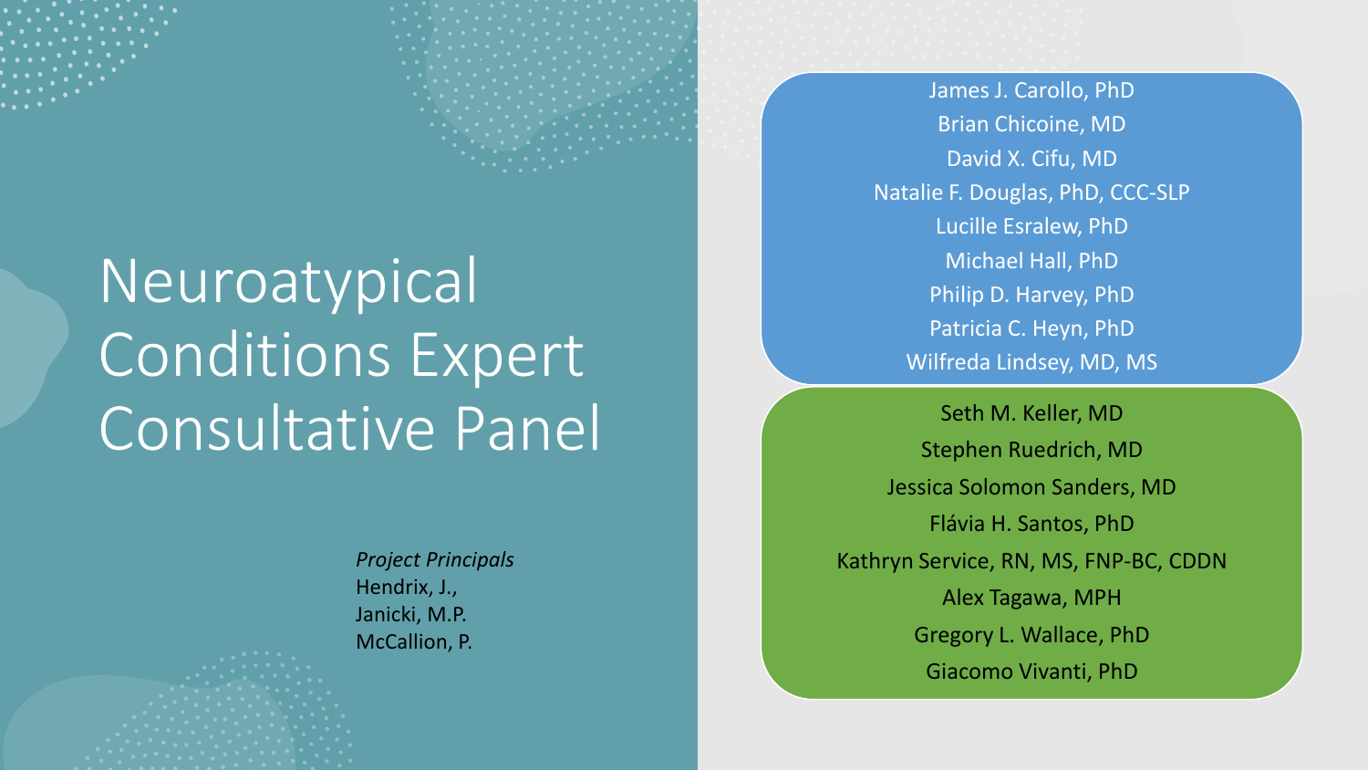# Neuroatypical Conditions Expert Consultative Panel

*Project Principals*
Hendrix, J.,
Janicki, M.P.
McCallion, P.

James J. Carollo, PhD
Brian Chicoine, MD
David X. Cifu, MD
Natalie F. Douglas, PhD, CCC-SLP
Lucille Esralew, PhD
Michael Hall, PhD
Philip D. Harvey, PhD
Patricia C. Heyn, PhD
Wilfreda Lindsey, MD, MS

Seth M. Keller, MD
Stephen Ruedrich, MD
Jessica Solomon Sanders, MD
Flávia H. Santos, PhD
Kathryn Service, RN, MS, FNP-BC, CDDN
Alex Tagawa, MPH
Gregory L. Wallace, PhD
Giacomo Vivanti, PhD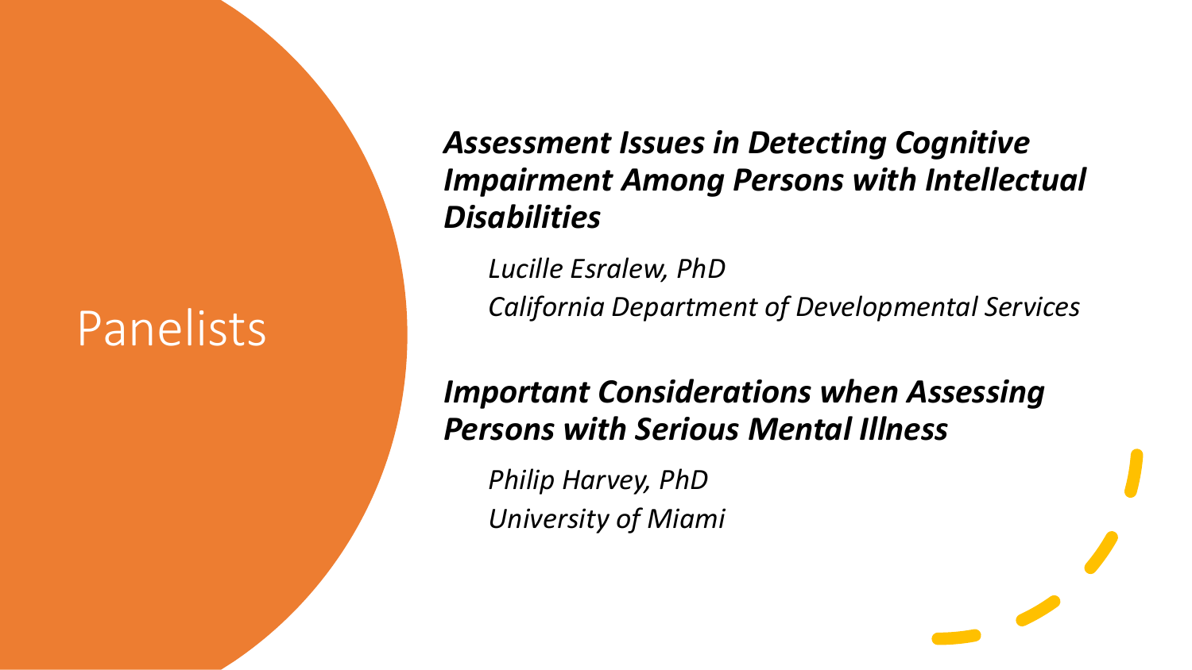# Panelists

***Assessment Issues in Detecting Cognitive Impairment Among Persons with Intellectual Disabilities***

*Lucille Esralew, PhD*
*California Department of Developmental Services*

***Important Considerations when Assessing Persons with Serious Mental Illness***

*Philip Harvey, PhD*
*University of Miami*